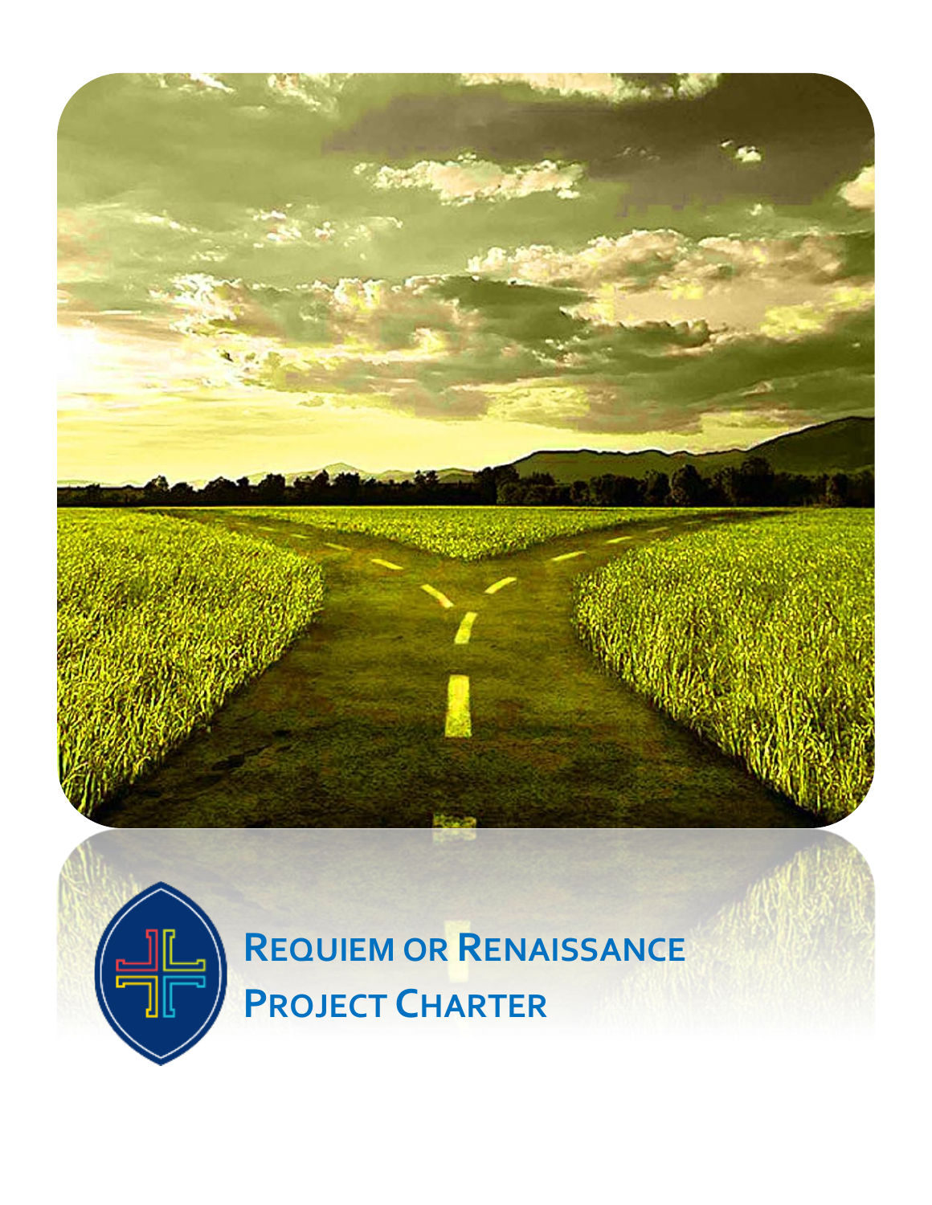# Requiem or Renaissance Project Charter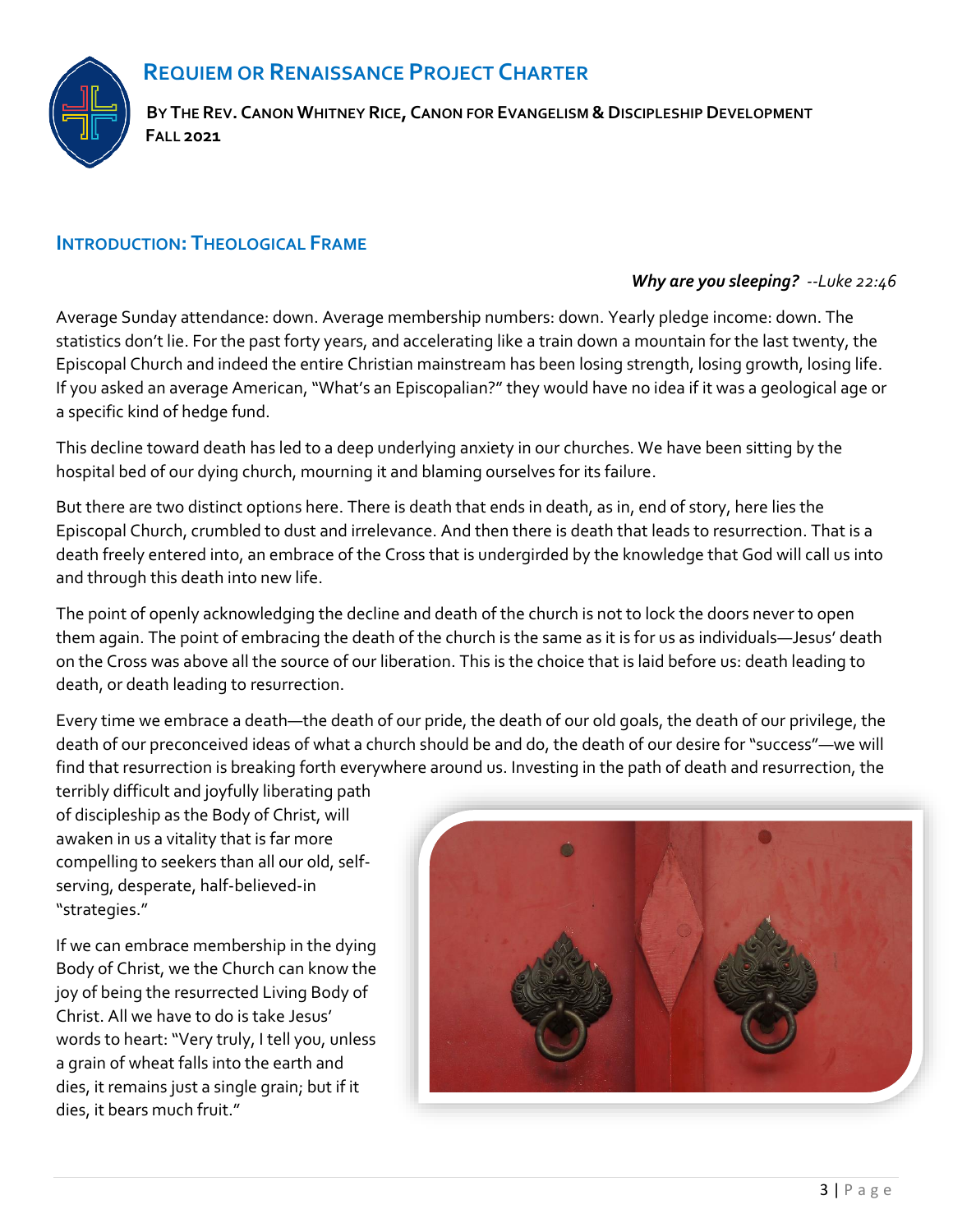# Requiem or Renaissance Project Charter

**By The Rev. Canon Whitney Rice, Canon for Evangelism & Discipleship Development**
**Fall 2021**

## Introduction: Theological Frame

***Why are you sleeping?*** *--Luke 22:46*

Average Sunday attendance: down. Average membership numbers: down. Yearly pledge income: down. The statistics don't lie. For the past forty years, and accelerating like a train down a mountain for the last twenty, the Episcopal Church and indeed the entire Christian mainstream has been losing strength, losing growth, losing life. If you asked an average American, "What's an Episcopalian?" they would have no idea if it was a geological age or a specific kind of hedge fund.

This decline toward death has led to a deep underlying anxiety in our churches. We have been sitting by the hospital bed of our dying church, mourning it and blaming ourselves for its failure.

But there are two distinct options here. There is death that ends in death, as in, end of story, here lies the Episcopal Church, crumbled to dust and irrelevance. And then there is death that leads to resurrection. That is a death freely entered into, an embrace of the Cross that is undergirded by the knowledge that God will call us into and through this death into new life.

The point of openly acknowledging the decline and death of the church is not to lock the doors never to open them again. The point of embracing the death of the church is the same as it is for us as individuals—Jesus' death on the Cross was above all the source of our liberation. This is the choice that is laid before us: death leading to death, or death leading to resurrection.

Every time we embrace a death—the death of our pride, the death of our old goals, the death of our privilege, the death of our preconceived ideas of what a church should be and do, the death of our desire for "success"—we will find that resurrection is breaking forth everywhere around us. Investing in the path of death and resurrection, the terribly difficult and joyfully liberating path of discipleship as the Body of Christ, will awaken in us a vitality that is far more compelling to seekers than all our old, self-serving, desperate, half-believed-in "strategies."

If we can embrace membership in the dying Body of Christ, we the Church can know the joy of being the resurrected Living Body of Christ. All we have to do is take Jesus' words to heart: "Very truly, I tell you, unless a grain of wheat falls into the earth and dies, it remains just a single grain; but if it dies, it bears much fruit."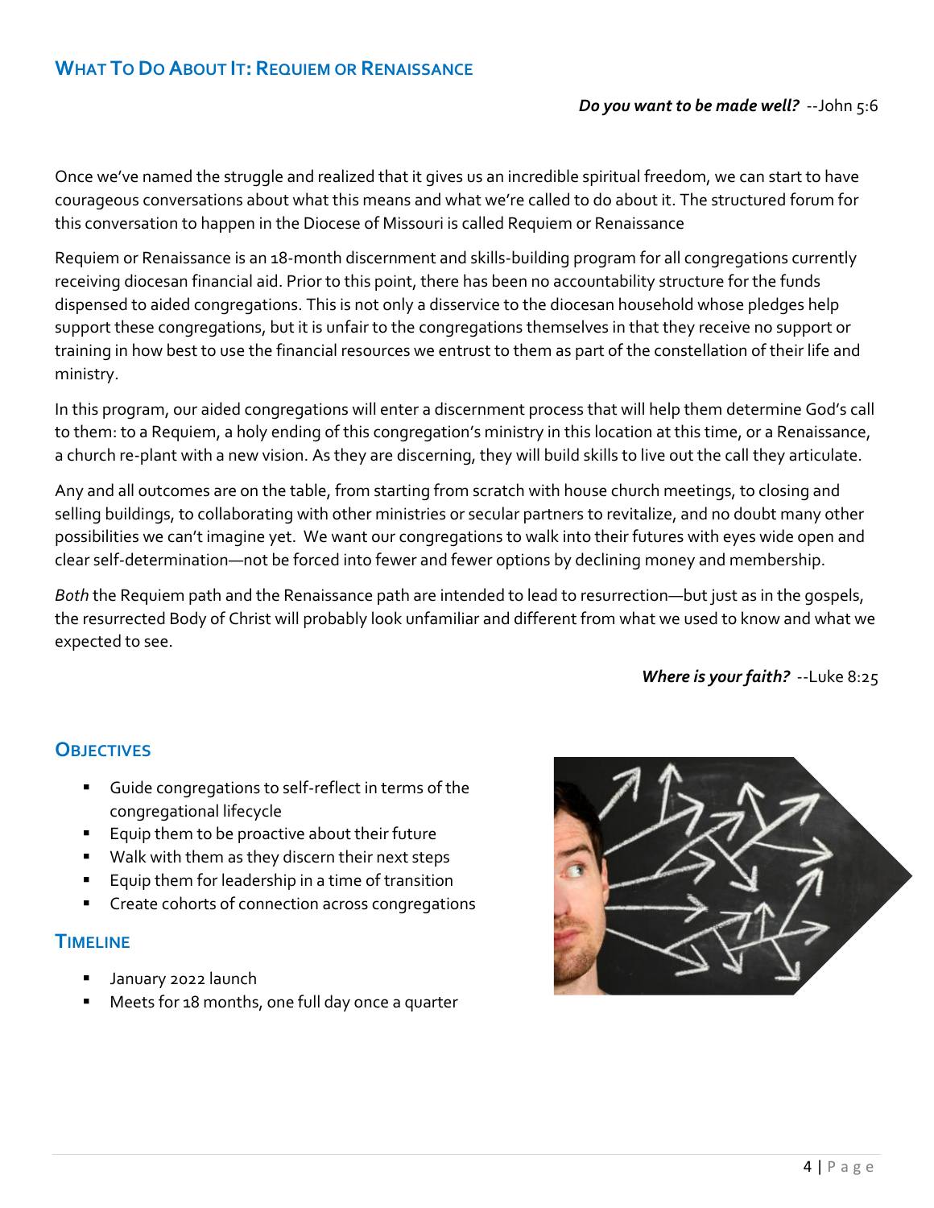## What To Do About It: Requiem or Renaissance

***Do you want to be made well?*** --John 5:6

Once we've named the struggle and realized that it gives us an incredible spiritual freedom, we can start to have courageous conversations about what this means and what we're called to do about it. The structured forum for this conversation to happen in the Diocese of Missouri is called Requiem or Renaissance

Requiem or Renaissance is an 18-month discernment and skills-building program for all congregations currently receiving diocesan financial aid. Prior to this point, there has been no accountability structure for the funds dispensed to aided congregations. This is not only a disservice to the diocesan household whose pledges help support these congregations, but it is unfair to the congregations themselves in that they receive no support or training in how best to use the financial resources we entrust to them as part of the constellation of their life and ministry.

In this program, our aided congregations will enter a discernment process that will help them determine God's call to them: to a Requiem, a holy ending of this congregation's ministry in this location at this time, or a Renaissance, a church re-plant with a new vision. As they are discerning, they will build skills to live out the call they articulate.

Any and all outcomes are on the table, from starting from scratch with house church meetings, to closing and selling buildings, to collaborating with other ministries or secular partners to revitalize, and no doubt many other possibilities we can't imagine yet. We want our congregations to walk into their futures with eyes wide open and clear self-determination—not be forced into fewer and fewer options by declining money and membership.

*Both* the Requiem path and the Renaissance path are intended to lead to resurrection—but just as in the gospels, the resurrected Body of Christ will probably look unfamiliar and different from what we used to know and what we expected to see.

***Where is your faith?*** --Luke 8:25

### Objectives

- Guide congregations to self-reflect in terms of the congregational lifecycle
- Equip them to be proactive about their future
- Walk with them as they discern their next steps
- Equip them for leadership in a time of transition
- Create cohorts of connection across congregations

### Timeline

- January 2022 launch
- Meets for 18 months, one full day once a quarter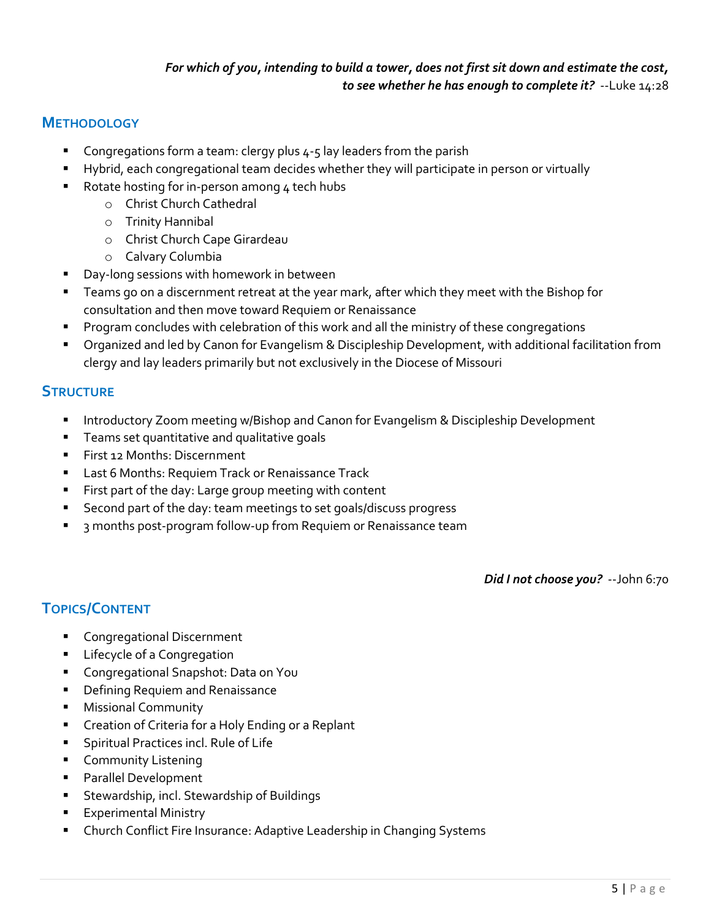*For which of you, intending to build a tower, does not first sit down and estimate the cost, to see whether he has enough to complete it?* --Luke 14:28

## Methodology

- Congregations form a team: clergy plus 4-5 lay leaders from the parish
- Hybrid, each congregational team decides whether they will participate in person or virtually
- Rotate hosting for in-person among 4 tech hubs
    - Christ Church Cathedral
    - Trinity Hannibal
    - Christ Church Cape Girardeau
    - Calvary Columbia
- Day-long sessions with homework in between
- Teams go on a discernment retreat at the year mark, after which they meet with the Bishop for consultation and then move toward Requiem or Renaissance
- Program concludes with celebration of this work and all the ministry of these congregations
- Organized and led by Canon for Evangelism & Discipleship Development, with additional facilitation from clergy and lay leaders primarily but not exclusively in the Diocese of Missouri

## Structure

- Introductory Zoom meeting w/Bishop and Canon for Evangelism & Discipleship Development
- Teams set quantitative and qualitative goals
- First 12 Months: Discernment
- Last 6 Months: Requiem Track or Renaissance Track
- First part of the day: Large group meeting with content
- Second part of the day: team meetings to set goals/discuss progress
- 3 months post-program follow-up from Requiem or Renaissance team

*Did I not choose you?* --John 6:70

## Topics/Content

- Congregational Discernment
- Lifecycle of a Congregation
- Congregational Snapshot: Data on You
- Defining Requiem and Renaissance
- Missional Community
- Creation of Criteria for a Holy Ending or a Replant
- Spiritual Practices incl. Rule of Life
- Community Listening
- Parallel Development
- Stewardship, incl. Stewardship of Buildings
- Experimental Ministry
- Church Conflict Fire Insurance: Adaptive Leadership in Changing Systems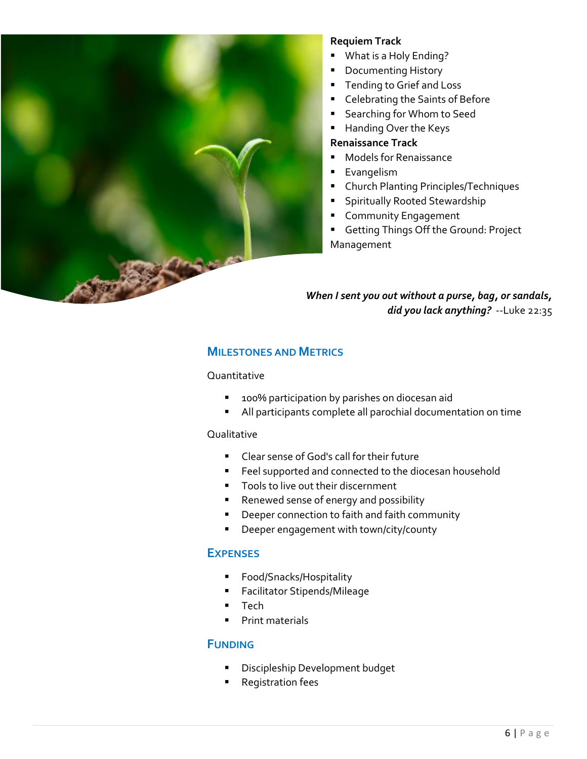**Requiem Track**

- What is a Holy Ending?
- Documenting History
- Tending to Grief and Loss
- Celebrating the Saints of Before
- Searching for Whom to Seed
- Handing Over the Keys

**Renaissance Track**

- Models for Renaissance
- Evangelism
- Church Planting Principles/Techniques
- Spiritually Rooted Stewardship
- Community Engagement
- Getting Things Off the Ground: Project Management

***When I sent you out without a purse, bag, or sandals, did you lack anything?*** --Luke 22:35

## Milestones and Metrics

Quantitative

- 100% participation by parishes on diocesan aid
- All participants complete all parochial documentation on time

Qualitative

- Clear sense of God's call for their future
- Feel supported and connected to the diocesan household
- Tools to live out their discernment
- Renewed sense of energy and possibility
- Deeper connection to faith and faith community
- Deeper engagement with town/city/county

## Expenses

- Food/Snacks/Hospitality
- Facilitator Stipends/Mileage
- Tech
- Print materials

## Funding

- Discipleship Development budget
- Registration fees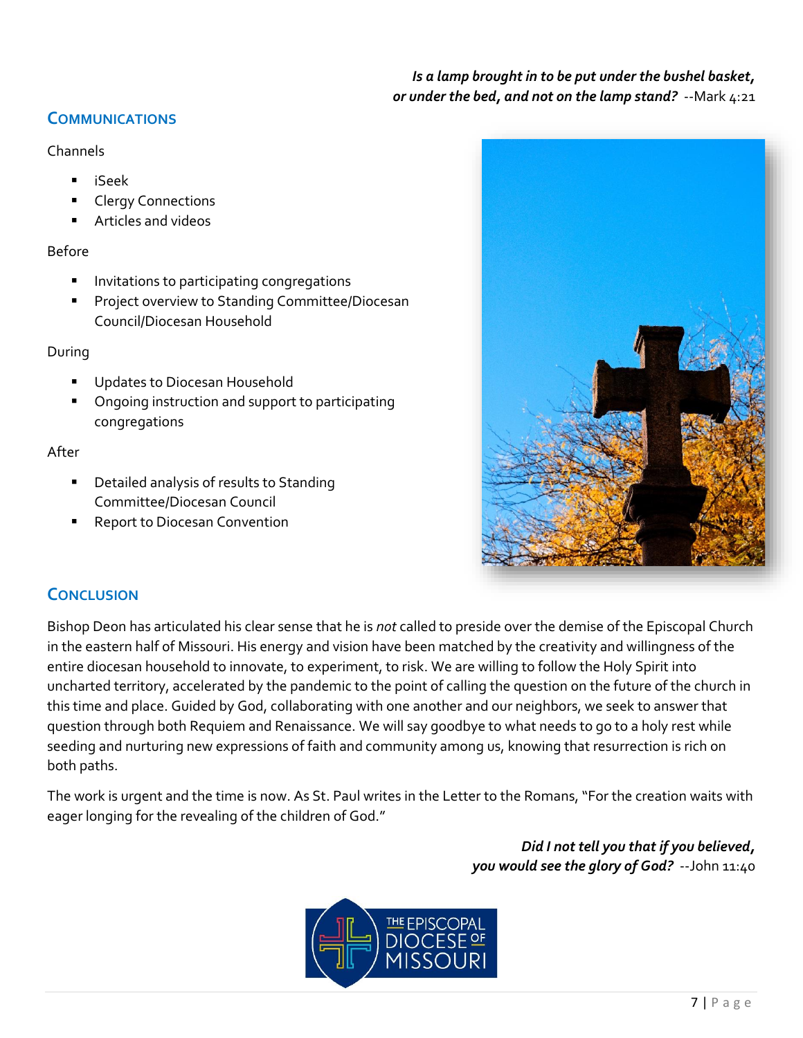***Is a lamp brought in to be put under the bushel basket, or under the bed, and not on the lamp stand?*** --Mark 4:21

## Communications

Channels

- iSeek
- Clergy Connections
- Articles and videos

Before

- Invitations to participating congregations
- Project overview to Standing Committee/Diocesan Council/Diocesan Household

During

- Updates to Diocesan Household
- Ongoing instruction and support to participating congregations

After

- Detailed analysis of results to Standing Committee/Diocesan Council
- Report to Diocesan Convention

## Conclusion

Bishop Deon has articulated his clear sense that he is *not* called to preside over the demise of the Episcopal Church in the eastern half of Missouri. His energy and vision have been matched by the creativity and willingness of the entire diocesan household to innovate, to experiment, to risk. We are willing to follow the Holy Spirit into uncharted territory, accelerated by the pandemic to the point of calling the question on the future of the church in this time and place. Guided by God, collaborating with one another and our neighbors, we seek to answer that question through both Requiem and Renaissance. We will say goodbye to what needs to go to a holy rest while seeding and nurturing new expressions of faith and community among us, knowing that resurrection is rich on both paths.

The work is urgent and the time is now. As St. Paul writes in the Letter to the Romans, "For the creation waits with eager longing for the revealing of the children of God."

***Did I not tell you that if you believed, you would see the glory of God?*** --John 11:40

THE EPISCOPAL DIOCESE OF MISSOURI